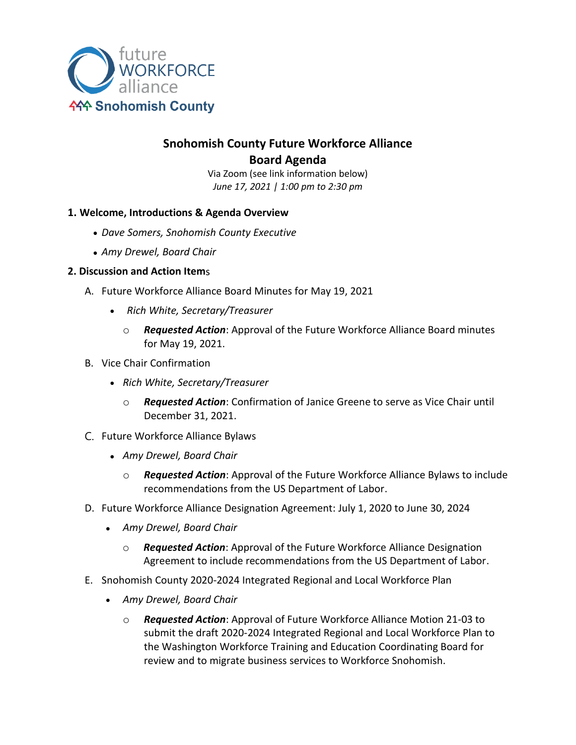future WORKFORCE alliance
Snohomish County

# Snohomish County Future Workforce Alliance
# Board Agenda

Via Zoom (see link information below)
*June 17, 2021 | 1:00 pm to 2:30 pm*

**1. Welcome, Introductions & Agenda Overview**

- *Dave Somers, Snohomish County Executive*
- *Amy Drewel, Board Chair*

**2. Discussion and Action Items**

A. Future Workforce Alliance Board Minutes for May 19, 2021
   - *Rich White, Secretary/Treasurer*
     - ***Requested Action***: Approval of the Future Workforce Alliance Board minutes for May 19, 2021.

B. Vice Chair Confirmation
   - *Rich White, Secretary/Treasurer*
     - ***Requested Action***: Confirmation of Janice Greene to serve as Vice Chair until December 31, 2021.

C. Future Workforce Alliance Bylaws
   - *Amy Drewel, Board Chair*
     - ***Requested Action***: Approval of the Future Workforce Alliance Bylaws to include recommendations from the US Department of Labor.

D. Future Workforce Alliance Designation Agreement: July 1, 2020 to June 30, 2024
   - *Amy Drewel, Board Chair*
     - ***Requested Action***: Approval of the Future Workforce Alliance Designation Agreement to include recommendations from the US Department of Labor.

E. Snohomish County 2020-2024 Integrated Regional and Local Workforce Plan
   - *Amy Drewel, Board Chair*
     - ***Requested Action***: Approval of Future Workforce Alliance Motion 21-03 to submit the draft 2020-2024 Integrated Regional and Local Workforce Plan to the Washington Workforce Training and Education Coordinating Board for review and to migrate business services to Workforce Snohomish.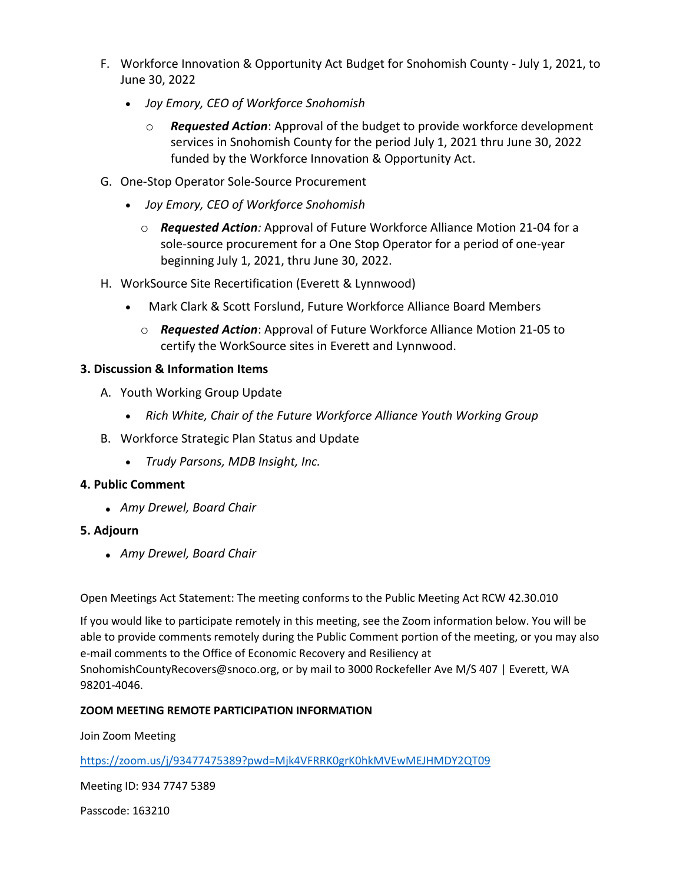F. Workforce Innovation & Opportunity Act Budget for Snohomish County - July 1, 2021, to June 30, 2022

- *Joy Emory, CEO of Workforce Snohomish*
  - ***Requested Action***: Approval of the budget to provide workforce development services in Snohomish County for the period July 1, 2021 thru June 30, 2022 funded by the Workforce Innovation & Opportunity Act.

G. One-Stop Operator Sole-Source Procurement

- *Joy Emory, CEO of Workforce Snohomish*
  - ***Requested Action****:* Approval of Future Workforce Alliance Motion 21-04 for a sole-source procurement for a One Stop Operator for a period of one-year beginning July 1, 2021, thru June 30, 2022.

H. WorkSource Site Recertification (Everett & Lynnwood)

- Mark Clark & Scott Forslund, Future Workforce Alliance Board Members
  - ***Requested Action***: Approval of Future Workforce Alliance Motion 21-05 to certify the WorkSource sites in Everett and Lynnwood.

**3. Discussion & Information Items**

A. Youth Working Group Update

- *Rich White, Chair of the Future Workforce Alliance Youth Working Group*

B. Workforce Strategic Plan Status and Update

- *Trudy Parsons, MDB Insight, Inc.*

**4. Public Comment**

- *Amy Drewel, Board Chair*

**5. Adjourn**

- *Amy Drewel, Board Chair*

Open Meetings Act Statement: The meeting conforms to the Public Meeting Act RCW 42.30.010

If you would like to participate remotely in this meeting, see the Zoom information below. You will be able to provide comments remotely during the Public Comment portion of the meeting, or you may also e-mail comments to the Office of Economic Recovery and Resiliency at SnohomishCountyRecovers@snoco.org, or by mail to 3000 Rockefeller Ave M/S 407 | Everett, WA 98201-4046.

**ZOOM MEETING REMOTE PARTICIPATION INFORMATION**

Join Zoom Meeting

https://zoom.us/j/93477475389?pwd=Mjk4VFRRK0grK0hkMVEwMEJHMDY2QT09

Meeting ID: 934 7747 5389

Passcode: 163210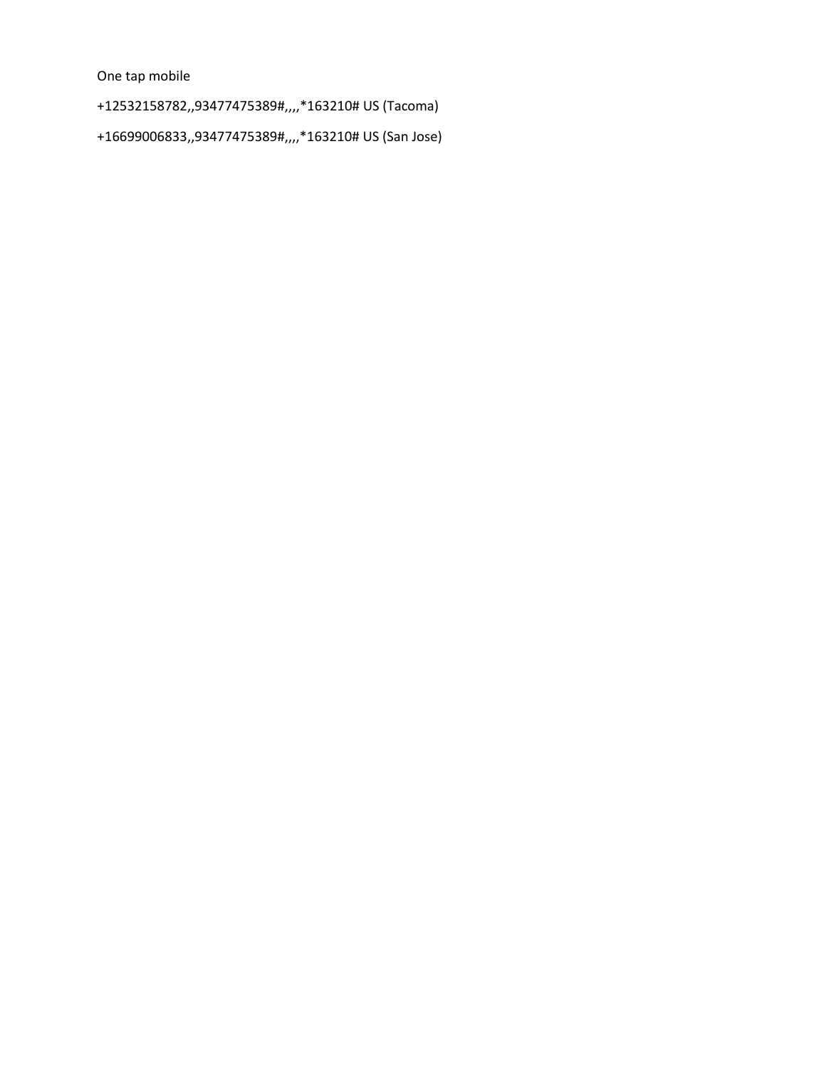One tap mobile

+12532158782,,93477475389#,,,,*163210# US (Tacoma)

+16699006833,,93477475389#,,,,*163210# US (San Jose)